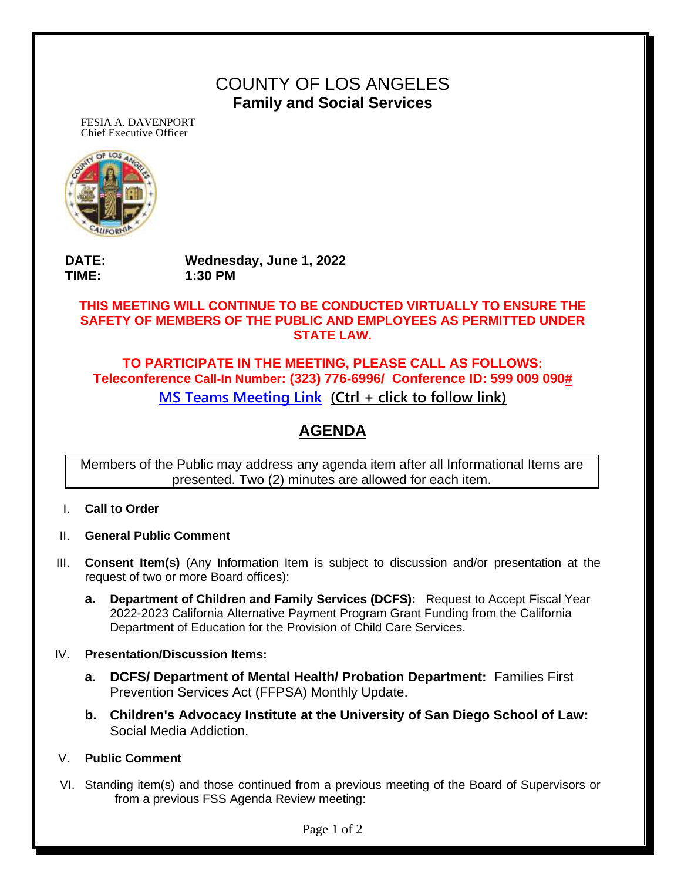# COUNTY OF LOS ANGELES
## Family and Social Services

FESIA A. DAVENPORT
Chief Executive Officer

**DATE:** Wednesday, June 1, 2022
**TIME:** 1:30 PM

**THIS MEETING WILL CONTINUE TO BE CONDUCTED VIRTUALLY TO ENSURE THE SAFETY OF MEMBERS OF THE PUBLIC AND EMPLOYEES AS PERMITTED UNDER STATE LAW.**

**TO PARTICIPATE IN THE MEETING, PLEASE CALL AS FOLLOWS:**
**Teleconference Call-In Number: (323) 776-6996/ Conference ID: 599 009 090#**
**MS Teams Meeting Link (Ctrl + click to follow link)**

## AGENDA

Members of the Public may address any agenda item after all Informational Items are presented. Two (2) minutes are allowed for each item.

I. **Call to Order**

II. **General Public Comment**

III. **Consent Item(s)** (Any Information Item is subject to discussion and/or presentation at the request of two or more Board offices):

  a. **Department of Children and Family Services (DCFS):** Request to Accept Fiscal Year 2022-2023 California Alternative Payment Program Grant Funding from the California Department of Education for the Provision of Child Care Services.

IV. **Presentation/Discussion Items:**

  a. **DCFS/ Department of Mental Health/ Probation Department:** Families First Prevention Services Act (FFPSA) Monthly Update.

  b. **Children's Advocacy Institute at the University of San Diego School of Law:** Social Media Addiction.

V. **Public Comment**

VI. Standing item(s) and those continued from a previous meeting of the Board of Supervisors or from a previous FSS Agenda Review meeting: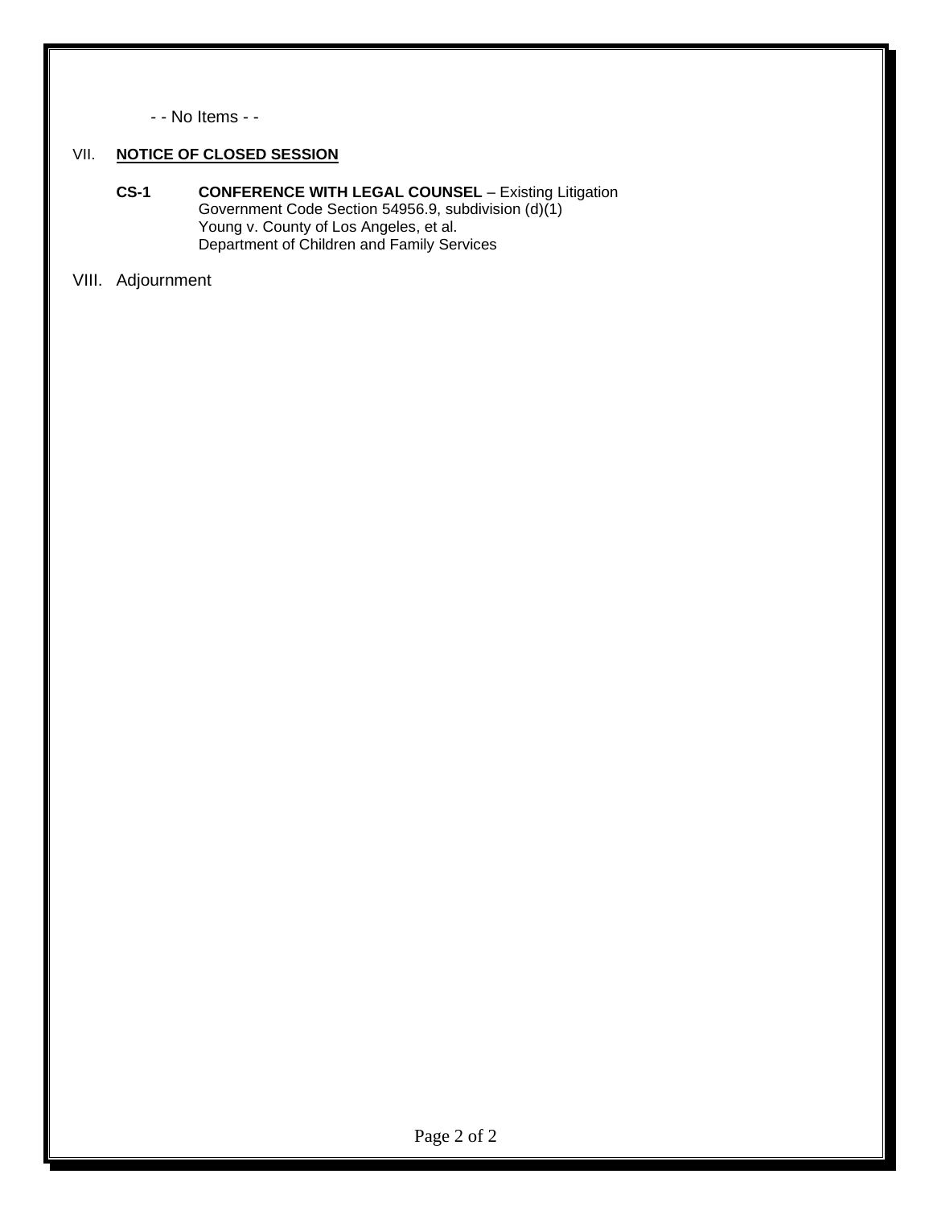- - No Items - -

## VII. **NOTICE OF CLOSED SESSION**

**CS-1** **CONFERENCE WITH LEGAL COUNSEL** – Existing Litigation
Government Code Section 54956.9, subdivision (d)(1)
Young v. County of Los Angeles, et al.
Department of Children and Family Services

## VIII. Adjournment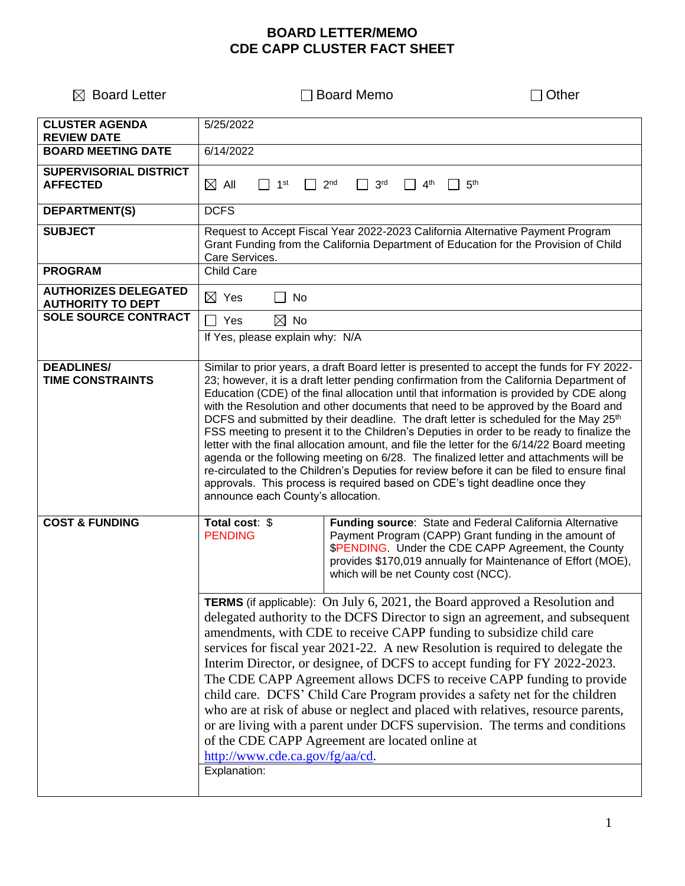# BOARD LETTER/MEMO
# CDE CAPP CLUSTER FACT SHEET

☒ Board Letter ☐ Board Memo ☐ Other

| | | |
|---|---|---|
| **CLUSTER AGENDA REVIEW DATE** | 5/25/2022 | |
| **BOARD MEETING DATE** | 6/14/2022 | |
| **SUPERVISORIAL DISTRICT AFFECTED** | ☒ All ☐ 1st ☐ 2nd ☐ 3rd ☐ 4th ☐ 5th | |
| **DEPARTMENT(S)** | DCFS | |
| **SUBJECT** | Request to Accept Fiscal Year 2022-2023 California Alternative Payment Program Grant Funding from the California Department of Education for the Provision of Child Care Services. | |
| **PROGRAM** | Child Care | |
| **AUTHORIZES DELEGATED AUTHORITY TO DEPT** | ☒ Yes ☐ No | |
| **SOLE SOURCE CONTRACT** | ☐ Yes ☒ No | |
| | If Yes, please explain why: N/A | |
| **DEADLINES/ TIME CONSTRAINTS** | Similar to prior years, a draft Board letter is presented to accept the funds for FY 2022-23; however, it is a draft letter pending confirmation from the California Department of Education (CDE) of the final allocation until that information is provided by CDE along with the Resolution and other documents that need to be approved by the Board and DCFS and submitted by their deadline. The draft letter is scheduled for the May 25th FSS meeting to present it to the Children's Deputies in order to be ready to finalize the letter with the final allocation amount, and file the letter for the 6/14/22 Board meeting agenda or the following meeting on 6/28. The finalized letter and attachments will be re-circulated to the Children's Deputies for review before it can be filed to ensure final approvals. This process is required based on CDE's tight deadline once they announce each County's allocation. | |
| **COST & FUNDING** | **Total cost**: $ PENDING | **Funding source**: State and Federal California Alternative Payment Program (CAPP) Grant funding in the amount of $PENDING. Under the CDE CAPP Agreement, the County provides $170,019 annually for Maintenance of Effort (MOE), which will be net County cost (NCC). |
| | **TERMS** (if applicable): On July 6, 2021, the Board approved a Resolution and delegated authority to the DCFS Director to sign an agreement, and subsequent amendments, with CDE to receive CAPP funding to subsidize child care services for fiscal year 2021-22. A new Resolution is required to delegate the Interim Director, or designee, of DCFS to accept funding for FY 2022-2023. The CDE CAPP Agreement allows DCFS to receive CAPP funding to provide child care. DCFS' Child Care Program provides a safety net for the children who are at risk of abuse or neglect and placed with relatives, resource parents, or are living with a parent under DCFS supervision. The terms and conditions of the CDE CAPP Agreement are located online at http://www.cde.ca.gov/fg/aa/cd. | |
| | Explanation: | |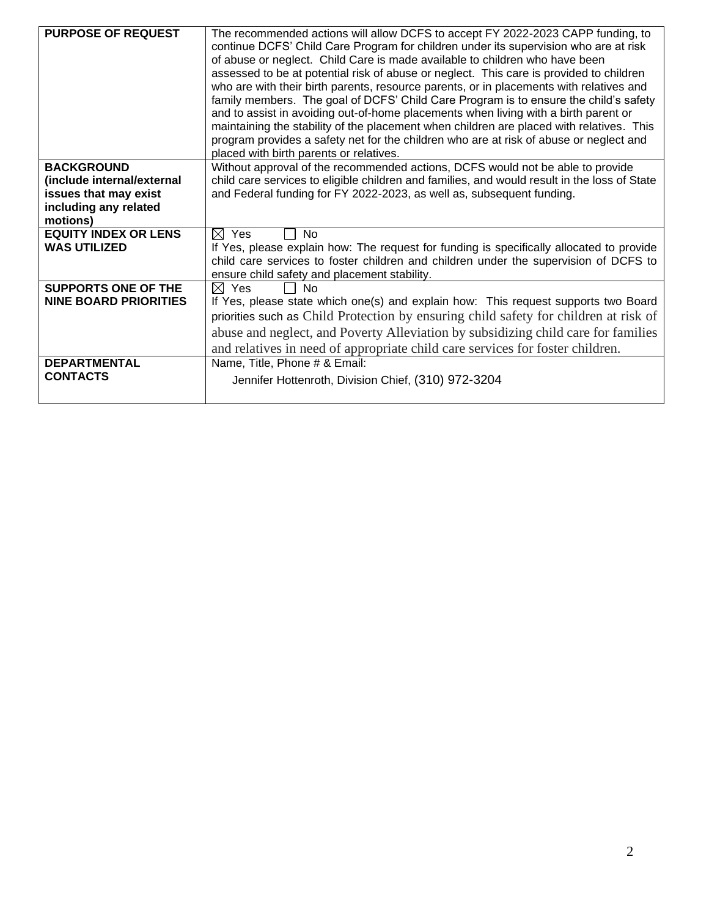| | |
|---|---|
| **PURPOSE OF REQUEST** | The recommended actions will allow DCFS to accept FY 2022-2023 CAPP funding, to continue DCFS' Child Care Program for children under its supervision who are at risk of abuse or neglect. Child Care is made available to children who have been assessed to be at potential risk of abuse or neglect. This care is provided to children who are with their birth parents, resource parents, or in placements with relatives and family members. The goal of DCFS' Child Care Program is to ensure the child's safety and to assist in avoiding out-of-home placements when living with a birth parent or maintaining the stability of the placement when children are placed with relatives. This program provides a safety net for the children who are at risk of abuse or neglect and placed with birth parents or relatives. |
| **BACKGROUND (include internal/external issues that may exist including any related motions)** | Without approval of the recommended actions, DCFS would not be able to provide child care services to eligible children and families, and would result in the loss of State and Federal funding for FY 2022-2023, as well as, subsequent funding. |
| **EQUITY INDEX OR LENS WAS UTILIZED** | ☒ Yes ☐ No<br>If Yes, please explain how: The request for funding is specifically allocated to provide child care services to foster children and children under the supervision of DCFS to ensure child safety and placement stability. |
| **SUPPORTS ONE OF THE NINE BOARD PRIORITIES** | ☒ Yes ☐ No<br>If Yes, please state which one(s) and explain how: This request supports two Board priorities such as Child Protection by ensuring child safety for children at risk of abuse and neglect, and Poverty Alleviation by subsidizing child care for families and relatives in need of appropriate child care services for foster children. |
| **DEPARTMENTAL CONTACTS** | Name, Title, Phone # & Email:<br>Jennifer Hottenroth, Division Chief, (310) 972-3204 |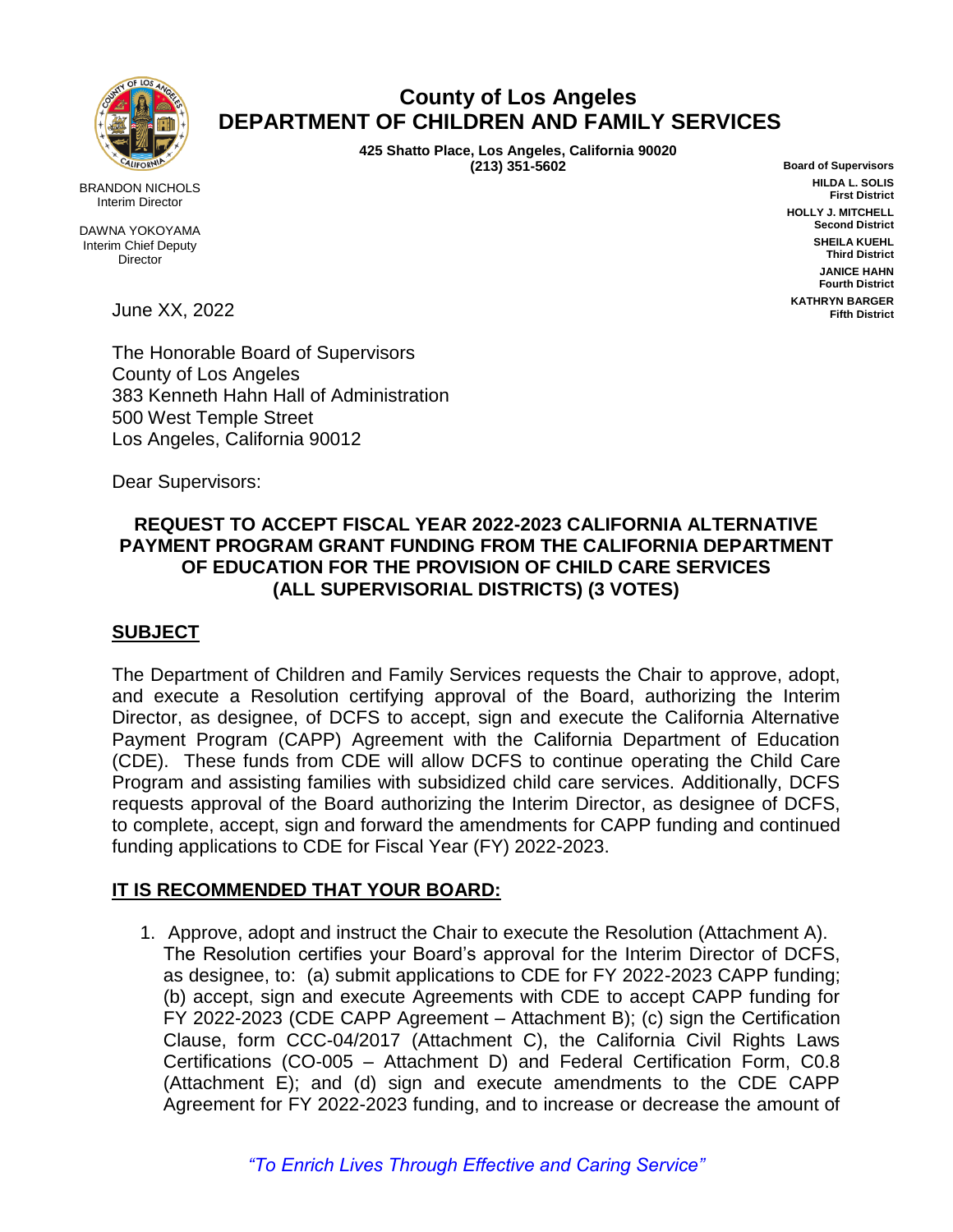# County of Los Angeles
# DEPARTMENT OF CHILDREN AND FAMILY SERVICES

**425 Shatto Place, Los Angeles, California 90020**
**(213) 351-5602**

BRANDON NICHOLS
Interim Director

DAWNA YOKOYAMA
Interim Chief Deputy Director

**Board of Supervisors**
**HILDA L. SOLIS**
**First District**
**HOLLY J. MITCHELL**
**Second District**
**SHEILA KUEHL**
**Third District**
**JANICE HAHN**
**Fourth District**
**KATHRYN BARGER**
**Fifth District**

June XX, 2022

The Honorable Board of Supervisors
County of Los Angeles
383 Kenneth Hahn Hall of Administration
500 West Temple Street
Los Angeles, California 90012

Dear Supervisors:

**REQUEST TO ACCEPT FISCAL YEAR 2022-2023 CALIFORNIA ALTERNATIVE PAYMENT PROGRAM GRANT FUNDING FROM THE CALIFORNIA DEPARTMENT OF EDUCATION FOR THE PROVISION OF CHILD CARE SERVICES (ALL SUPERVISORIAL DISTRICTS) (3 VOTES)**

## SUBJECT

The Department of Children and Family Services requests the Chair to approve, adopt, and execute a Resolution certifying approval of the Board, authorizing the Interim Director, as designee, of DCFS to accept, sign and execute the California Alternative Payment Program (CAPP) Agreement with the California Department of Education (CDE). These funds from CDE will allow DCFS to continue operating the Child Care Program and assisting families with subsidized child care services. Additionally, DCFS requests approval of the Board authorizing the Interim Director, as designee of DCFS, to complete, accept, sign and forward the amendments for CAPP funding and continued funding applications to CDE for Fiscal Year (FY) 2022-2023.

## IT IS RECOMMENDED THAT YOUR BOARD:

1. Approve, adopt and instruct the Chair to execute the Resolution (Attachment A). The Resolution certifies your Board's approval for the Interim Director of DCFS, as designee, to: (a) submit applications to CDE for FY 2022-2023 CAPP funding; (b) accept, sign and execute Agreements with CDE to accept CAPP funding for FY 2022-2023 (CDE CAPP Agreement – Attachment B); (c) sign the Certification Clause, form CCC-04/2017 (Attachment C), the California Civil Rights Laws Certifications (CO-005 – Attachment D) and Federal Certification Form, C0.8 (Attachment E); and (d) sign and execute amendments to the CDE CAPP Agreement for FY 2022-2023 funding, and to increase or decrease the amount of

*"To Enrich Lives Through Effective and Caring Service"*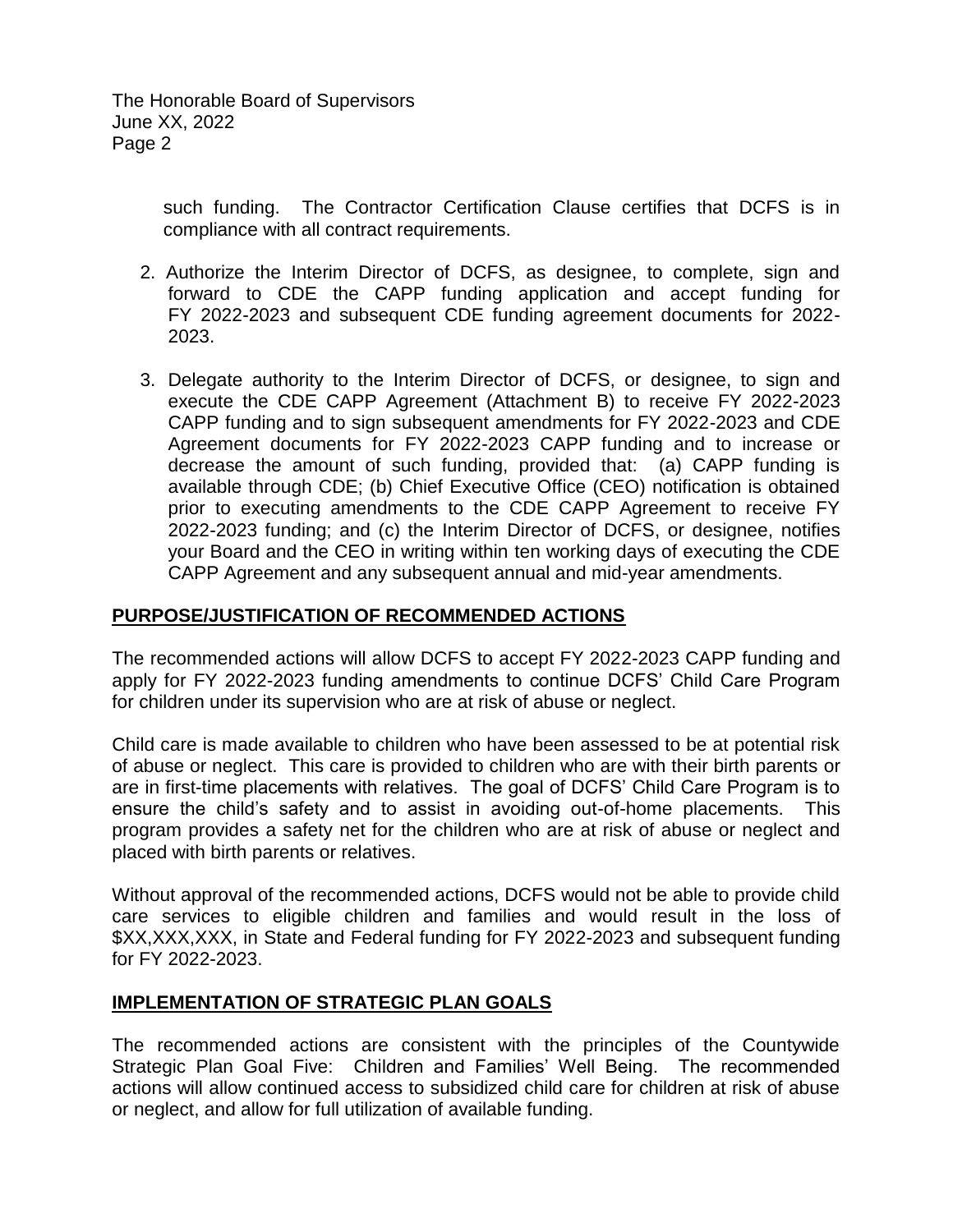such funding. The Contractor Certification Clause certifies that DCFS is in compliance with all contract requirements.

2. Authorize the Interim Director of DCFS, as designee, to complete, sign and forward to CDE the CAPP funding application and accept funding for FY 2022-2023 and subsequent CDE funding agreement documents for 2022-2023.

3. Delegate authority to the Interim Director of DCFS, or designee, to sign and execute the CDE CAPP Agreement (Attachment B) to receive FY 2022-2023 CAPP funding and to sign subsequent amendments for FY 2022-2023 and CDE Agreement documents for FY 2022-2023 CAPP funding and to increase or decrease the amount of such funding, provided that: (a) CAPP funding is available through CDE; (b) Chief Executive Office (CEO) notification is obtained prior to executing amendments to the CDE CAPP Agreement to receive FY 2022-2023 funding; and (c) the Interim Director of DCFS, or designee, notifies your Board and the CEO in writing within ten working days of executing the CDE CAPP Agreement and any subsequent annual and mid-year amendments.

## PURPOSE/JUSTIFICATION OF RECOMMENDED ACTIONS

The recommended actions will allow DCFS to accept FY 2022-2023 CAPP funding and apply for FY 2022-2023 funding amendments to continue DCFS' Child Care Program for children under its supervision who are at risk of abuse or neglect.

Child care is made available to children who have been assessed to be at potential risk of abuse or neglect. This care is provided to children who are with their birth parents or are in first-time placements with relatives. The goal of DCFS' Child Care Program is to ensure the child's safety and to assist in avoiding out-of-home placements. This program provides a safety net for the children who are at risk of abuse or neglect and placed with birth parents or relatives.

Without approval of the recommended actions, DCFS would not be able to provide child care services to eligible children and families and would result in the loss of $XX,XXX,XXX, in State and Federal funding for FY 2022-2023 and subsequent funding for FY 2022-2023.

## IMPLEMENTATION OF STRATEGIC PLAN GOALS

The recommended actions are consistent with the principles of the Countywide Strategic Plan Goal Five: Children and Families' Well Being. The recommended actions will allow continued access to subsidized child care for children at risk of abuse or neglect, and allow for full utilization of available funding.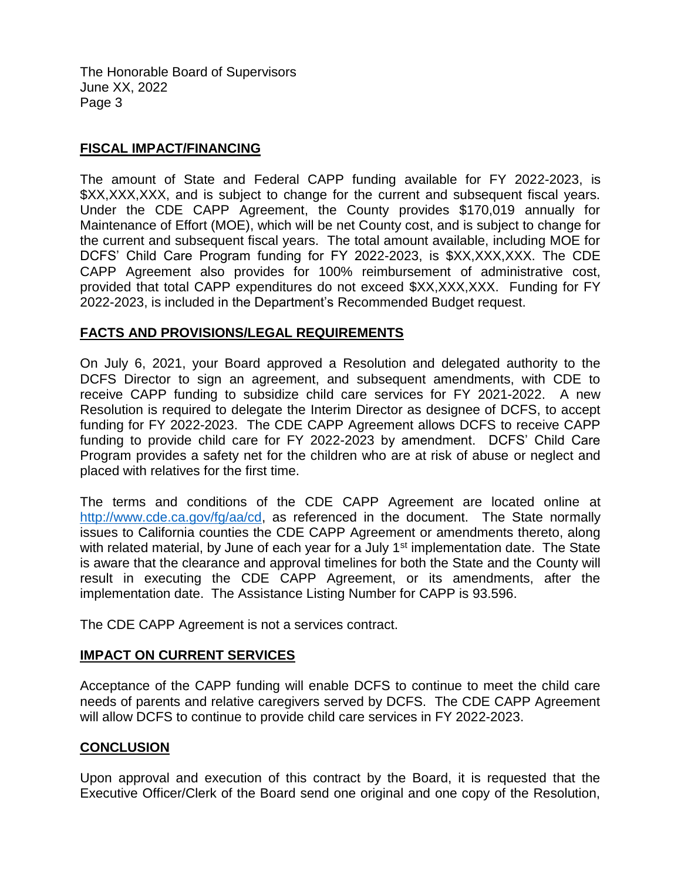## FISCAL IMPACT/FINANCING

The amount of State and Federal CAPP funding available for FY 2022-2023, is $XX,XXX,XXX, and is subject to change for the current and subsequent fiscal years. Under the CDE CAPP Agreement, the County provides $170,019 annually for Maintenance of Effort (MOE), which will be net County cost, and is subject to change for the current and subsequent fiscal years. The total amount available, including MOE for DCFS' Child Care Program funding for FY 2022-2023, is $XX,XXX,XXX. The CDE CAPP Agreement also provides for 100% reimbursement of administrative cost, provided that total CAPP expenditures do not exceed $XX,XXX,XXX. Funding for FY 2022-2023, is included in the Department's Recommended Budget request.

## FACTS AND PROVISIONS/LEGAL REQUIREMENTS

On July 6, 2021, your Board approved a Resolution and delegated authority to the DCFS Director to sign an agreement, and subsequent amendments, with CDE to receive CAPP funding to subsidize child care services for FY 2021-2022. A new Resolution is required to delegate the Interim Director as designee of DCFS, to accept funding for FY 2022-2023. The CDE CAPP Agreement allows DCFS to receive CAPP funding to provide child care for FY 2022-2023 by amendment. DCFS' Child Care Program provides a safety net for the children who are at risk of abuse or neglect and placed with relatives for the first time.

The terms and conditions of the CDE CAPP Agreement are located online at http://www.cde.ca.gov/fg/aa/cd, as referenced in the document. The State normally issues to California counties the CDE CAPP Agreement or amendments thereto, along with related material, by June of each year for a July 1st implementation date. The State is aware that the clearance and approval timelines for both the State and the County will result in executing the CDE CAPP Agreement, or its amendments, after the implementation date. The Assistance Listing Number for CAPP is 93.596.

The CDE CAPP Agreement is not a services contract.

## IMPACT ON CURRENT SERVICES

Acceptance of the CAPP funding will enable DCFS to continue to meet the child care needs of parents and relative caregivers served by DCFS. The CDE CAPP Agreement will allow DCFS to continue to provide child care services in FY 2022-2023.

## CONCLUSION

Upon approval and execution of this contract by the Board, it is requested that the Executive Officer/Clerk of the Board send one original and one copy of the Resolution,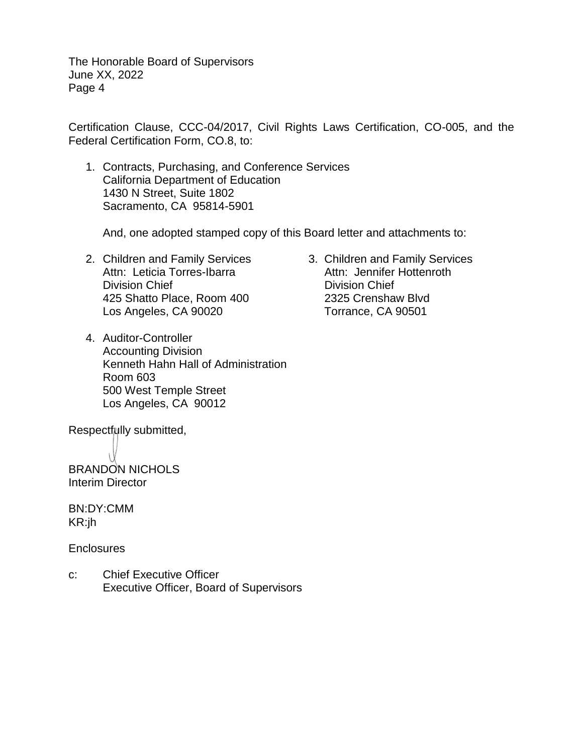Certification Clause, CCC-04/2017, Civil Rights Laws Certification, CO-005, and the Federal Certification Form, CO.8, to:

1. Contracts, Purchasing, and Conference Services  
   California Department of Education  
   1430 N Street, Suite 1802  
   Sacramento, CA 95814-5901

   And, one adopted stamped copy of this Board letter and attachments to:

2. Children and Family Services  
   Attn: Leticia Torres-Ibarra  
   Division Chief  
   425 Shatto Place, Room 400  
   Los Angeles, CA 90020

3. Children and Family Services  
   Attn: Jennifer Hottenroth  
   Division Chief  
   2325 Crenshaw Blvd  
   Torrance, CA 90501

4. Auditor-Controller  
   Accounting Division  
   Kenneth Hahn Hall of Administration  
   Room 603  
   500 West Temple Street  
   Los Angeles, CA 90012

Respectfully submitted,

BRANDON NICHOLS  
Interim Director

BN:DY:CMM  
KR:jh

Enclosures

c: Chief Executive Officer  
   Executive Officer, Board of Supervisors